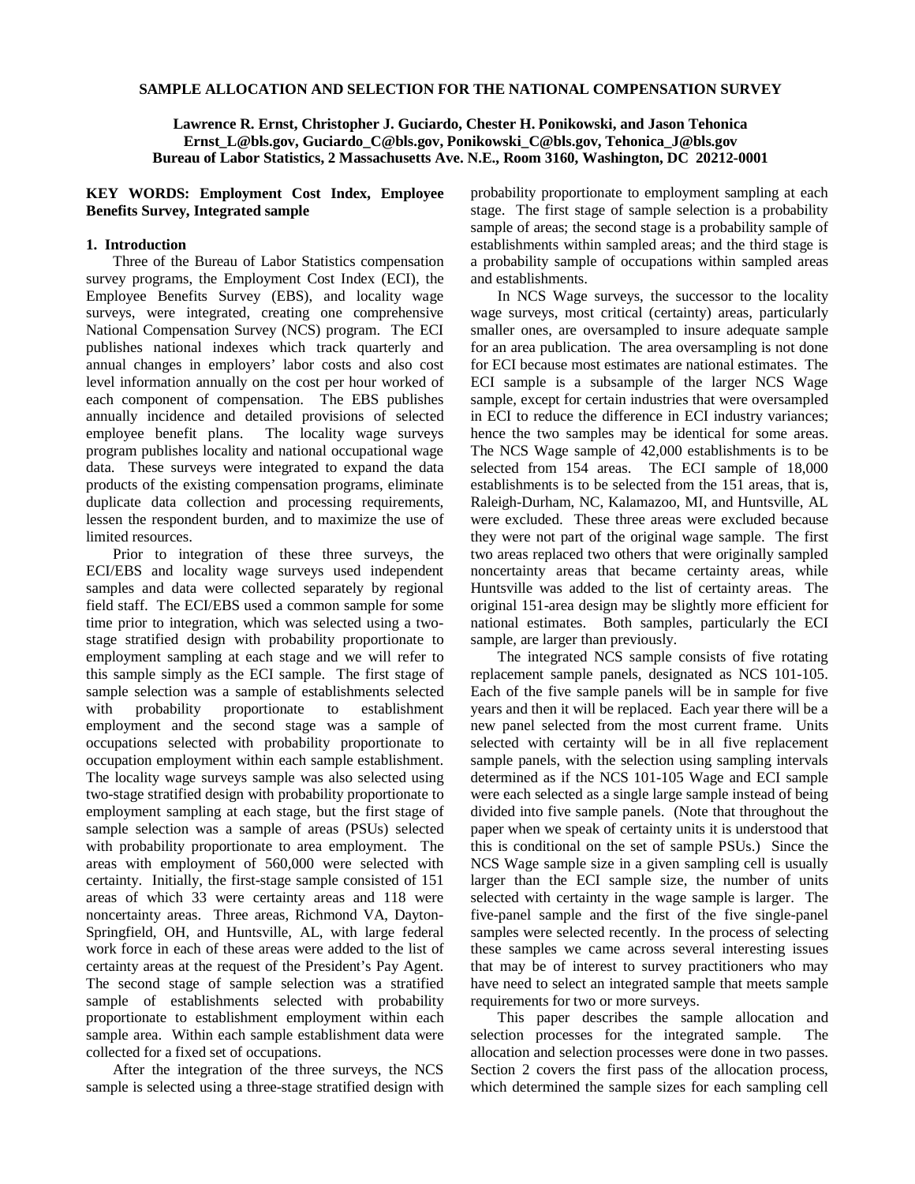# SAMPLE ALLOCATION AND SELECTION FOR THE NATIONAL COMPENSATION SURVEY

**Lawrence R. Ernst, Christopher J. Guciardo, Chester H. Ponikowski, and Jason Tehonica**
**Ernst_L@bls.gov, Guciardo_C@bls.gov, Ponikowski_C@bls.gov, Tehonica_J@bls.gov**
**Bureau of Labor Statistics, 2 Massachusetts Ave. N.E., Room 3160, Washington, DC 20212-0001**

**KEY WORDS: Employment Cost Index, Employee Benefits Survey, Integrated sample**

## 1. Introduction

Three of the Bureau of Labor Statistics compensation survey programs, the Employment Cost Index (ECI), the Employee Benefits Survey (EBS), and locality wage surveys, were integrated, creating one comprehensive National Compensation Survey (NCS) program. The ECI publishes national indexes which track quarterly and annual changes in employers' labor costs and also cost level information annually on the cost per hour worked of each component of compensation. The EBS publishes annually incidence and detailed provisions of selected employee benefit plans. The locality wage surveys program publishes locality and national occupational wage data. These surveys were integrated to expand the data products of the existing compensation programs, eliminate duplicate data collection and processing requirements, lessen the respondent burden, and to maximize the use of limited resources.

Prior to integration of these three surveys, the ECI/EBS and locality wage surveys used independent samples and data were collected separately by regional field staff. The ECI/EBS used a common sample for some time prior to integration, which was selected using a two-stage stratified design with probability proportionate to employment sampling at each stage and we will refer to this sample simply as the ECI sample. The first stage of sample selection was a sample of establishments selected with probability proportionate to establishment employment and the second stage was a sample of occupations selected with probability proportionate to occupation employment within each sample establishment. The locality wage surveys sample was also selected using two-stage stratified design with probability proportionate to employment sampling at each stage, but the first stage of sample selection was a sample of areas (PSUs) selected with probability proportionate to area employment. The areas with employment of 560,000 were selected with certainty. Initially, the first-stage sample consisted of 151 areas of which 33 were certainty areas and 118 were noncertainty areas. Three areas, Richmond VA, Dayton-Springfield, OH, and Huntsville, AL, with large federal work force in each of these areas were added to the list of certainty areas at the request of the President's Pay Agent. The second stage of sample selection was a stratified sample of establishments selected with probability proportionate to establishment employment within each sample area. Within each sample establishment data were collected for a fixed set of occupations.

After the integration of the three surveys, the NCS sample is selected using a three-stage stratified design with probability proportionate to employment sampling at each stage. The first stage of sample selection is a probability sample of areas; the second stage is a probability sample of establishments within sampled areas; and the third stage is a probability sample of occupations within sampled areas and establishments.

In NCS Wage surveys, the successor to the locality wage surveys, most critical (certainty) areas, particularly smaller ones, are oversampled to insure adequate sample for an area publication. The area oversampling is not done for ECI because most estimates are national estimates. The ECI sample is a subsample of the larger NCS Wage sample, except for certain industries that were oversampled in ECI to reduce the difference in ECI industry variances; hence the two samples may be identical for some areas. The NCS Wage sample of 42,000 establishments is to be selected from 154 areas. The ECI sample of 18,000 establishments is to be selected from the 151 areas, that is, Raleigh-Durham, NC, Kalamazoo, MI, and Huntsville, AL were excluded. These three areas were excluded because they were not part of the original wage sample. The first two areas replaced two others that were originally sampled noncertainty areas that became certainty areas, while Huntsville was added to the list of certainty areas. The original 151-area design may be slightly more efficient for national estimates. Both samples, particularly the ECI sample, are larger than previously.

The integrated NCS sample consists of five rotating replacement sample panels, designated as NCS 101-105. Each of the five sample panels will be in sample for five years and then it will be replaced. Each year there will be a new panel selected from the most current frame. Units selected with certainty will be in all five replacement sample panels, with the selection using sampling intervals determined as if the NCS 101-105 Wage and ECI sample were each selected as a single large sample instead of being divided into five sample panels. (Note that throughout the paper when we speak of certainty units it is understood that this is conditional on the set of sample PSUs.) Since the NCS Wage sample size in a given sampling cell is usually larger than the ECI sample size, the number of units selected with certainty in the wage sample is larger. The five-panel sample and the first of the five single-panel samples were selected recently. In the process of selecting these samples we came across several interesting issues that may be of interest to survey practitioners who may have need to select an integrated sample that meets sample requirements for two or more surveys.

This paper describes the sample allocation and selection processes for the integrated sample. The allocation and selection processes were done in two passes. Section 2 covers the first pass of the allocation process, which determined the sample sizes for each sampling cell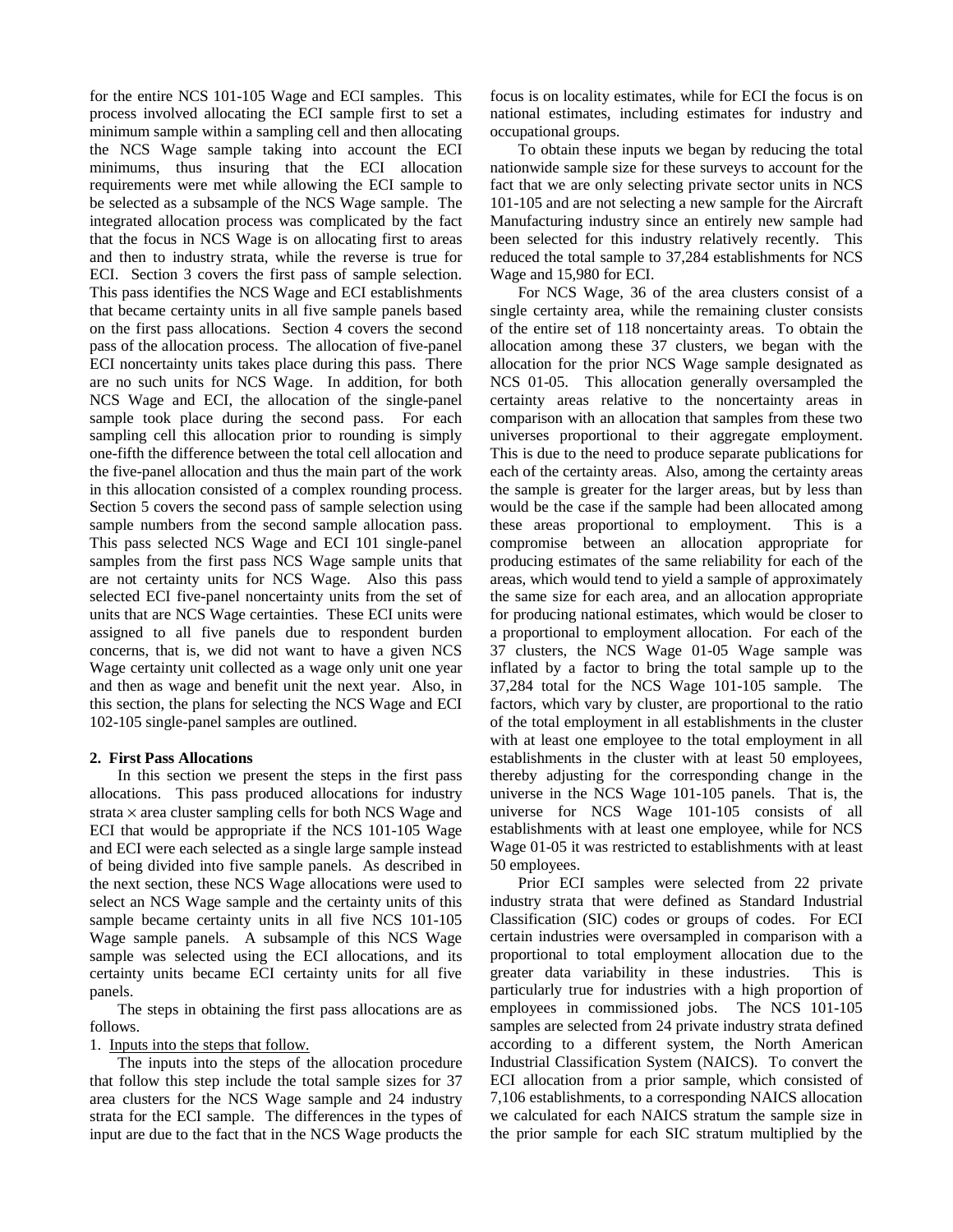for the entire NCS 101-105 Wage and ECI samples. This process involved allocating the ECI sample first to set a minimum sample within a sampling cell and then allocating the NCS Wage sample taking into account the ECI minimums, thus insuring that the ECI allocation requirements were met while allowing the ECI sample to be selected as a subsample of the NCS Wage sample. The integrated allocation process was complicated by the fact that the focus in NCS Wage is on allocating first to areas and then to industry strata, while the reverse is true for ECI. Section 3 covers the first pass of sample selection. This pass identifies the NCS Wage and ECI establishments that became certainty units in all five sample panels based on the first pass allocations. Section 4 covers the second pass of the allocation process. The allocation of five-panel ECI noncertainty units takes place during this pass. There are no such units for NCS Wage. In addition, for both NCS Wage and ECI, the allocation of the single-panel sample took place during the second pass. For each sampling cell this allocation prior to rounding is simply one-fifth the difference between the total cell allocation and the five-panel allocation and thus the main part of the work in this allocation consisted of a complex rounding process. Section 5 covers the second pass of sample selection using sample numbers from the second sample allocation pass. This pass selected NCS Wage and ECI 101 single-panel samples from the first pass NCS Wage sample units that are not certainty units for NCS Wage. Also this pass selected ECI five-panel noncertainty units from the set of units that are NCS Wage certainties. These ECI units were assigned to all five panels due to respondent burden concerns, that is, we did not want to have a given NCS Wage certainty unit collected as a wage only unit one year and then as wage and benefit unit the next year. Also, in this section, the plans for selecting the NCS Wage and ECI 102-105 single-panel samples are outlined.

## 2. First Pass Allocations

In this section we present the steps in the first pass allocations. This pass produced allocations for industry strata $\times$ area cluster sampling cells for both NCS Wage and ECI that would be appropriate if the NCS 101-105 Wage and ECI were each selected as a single large sample instead of being divided into five sample panels. As described in the next section, these NCS Wage allocations were used to select an NCS Wage sample and the certainty units of this sample became certainty units in all five NCS 101-105 Wage sample panels. A subsample of this NCS Wage sample was selected using the ECI allocations, and its certainty units became ECI certainty units for all five panels.

The steps in obtaining the first pass allocations are as follows.

1. Inputs into the steps that follow.

The inputs into the steps of the allocation procedure that follow this step include the total sample sizes for 37 area clusters for the NCS Wage sample and 24 industry strata for the ECI sample. The differences in the types of input are due to the fact that in the NCS Wage products the focus is on locality estimates, while for ECI the focus is on national estimates, including estimates for industry and occupational groups.

To obtain these inputs we began by reducing the total nationwide sample size for these surveys to account for the fact that we are only selecting private sector units in NCS 101-105 and are not selecting a new sample for the Aircraft Manufacturing industry since an entirely new sample had been selected for this industry relatively recently. This reduced the total sample to 37,284 establishments for NCS Wage and 15,980 for ECI.

For NCS Wage, 36 of the area clusters consist of a single certainty area, while the remaining cluster consists of the entire set of 118 noncertainty areas. To obtain the allocation among these 37 clusters, we began with the allocation for the prior NCS Wage sample designated as NCS 01-05. This allocation generally oversampled the certainty areas relative to the noncertainty areas in comparison with an allocation that samples from these two universes proportional to their aggregate employment. This is due to the need to produce separate publications for each of the certainty areas. Also, among the certainty areas the sample is greater for the larger areas, but by less than would be the case if the sample had been allocated among these areas proportional to employment. This is a compromise between an allocation appropriate for producing estimates of the same reliability for each of the areas, which would tend to yield a sample of approximately the same size for each area, and an allocation appropriate for producing national estimates, which would be closer to a proportional to employment allocation. For each of the 37 clusters, the NCS Wage 01-05 Wage sample was inflated by a factor to bring the total sample up to the 37,284 total for the NCS Wage 101-105 sample. The factors, which vary by cluster, are proportional to the ratio of the total employment in all establishments in the cluster with at least one employee to the total employment in all establishments in the cluster with at least 50 employees, thereby adjusting for the corresponding change in the universe in the NCS Wage 101-105 panels. That is, the universe for NCS Wage 101-105 consists of all establishments with at least one employee, while for NCS Wage 01-05 it was restricted to establishments with at least 50 employees.

Prior ECI samples were selected from 22 private industry strata that were defined as Standard Industrial Classification (SIC) codes or groups of codes. For ECI certain industries were oversampled in comparison with a proportional to total employment allocation due to the greater data variability in these industries. This is particularly true for industries with a high proportion of employees in commissioned jobs. The NCS 101-105 samples are selected from 24 private industry strata defined according to a different system, the North American Industrial Classification System (NAICS). To convert the ECI allocation from a prior sample, which consisted of 7,106 establishments, to a corresponding NAICS allocation we calculated for each NAICS stratum the sample size in the prior sample for each SIC stratum multiplied by the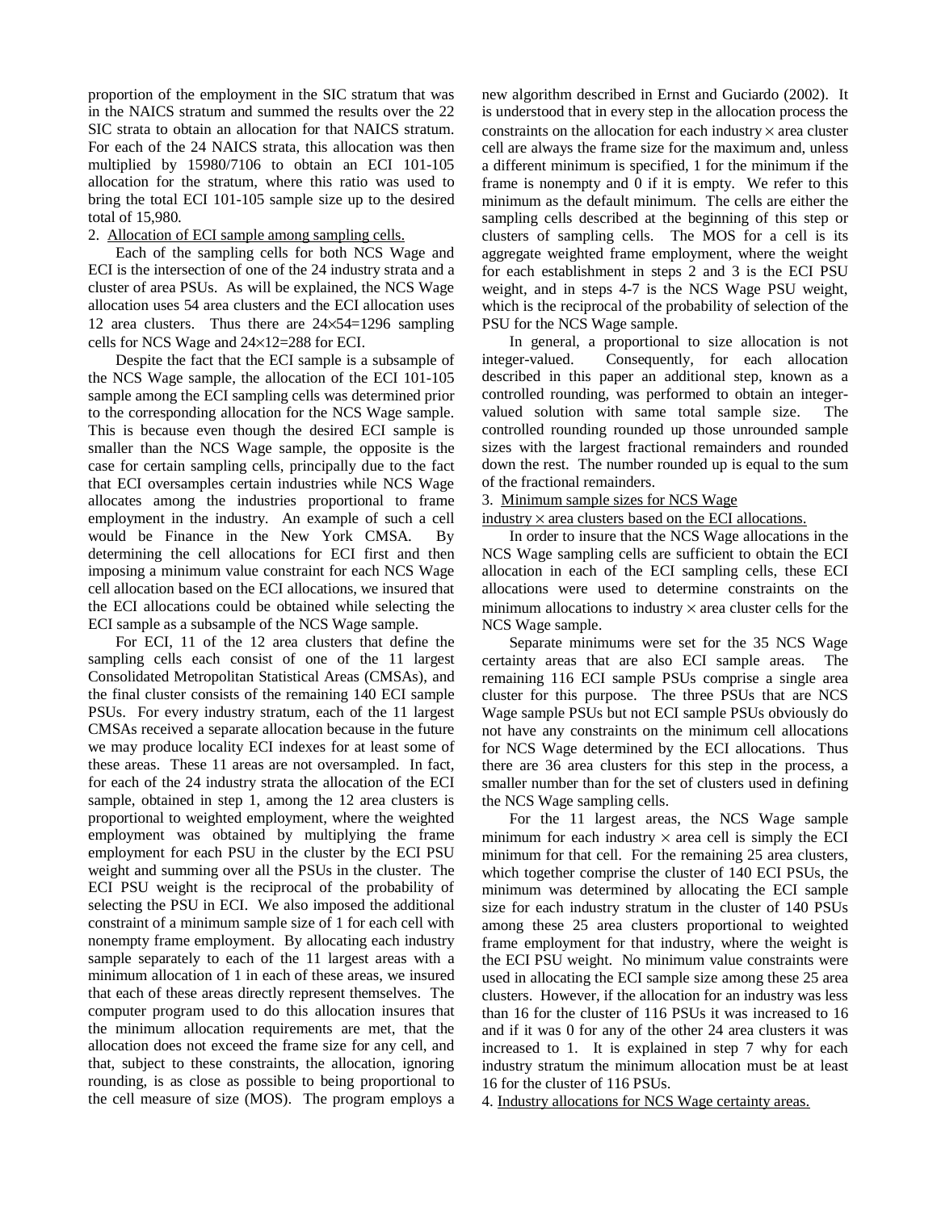proportion of the employment in the SIC stratum that was in the NAICS stratum and summed the results over the 22 SIC strata to obtain an allocation for that NAICS stratum. For each of the 24 NAICS strata, this allocation was then multiplied by 15980/7106 to obtain an ECI 101-105 allocation for the stratum, where this ratio was used to bring the total ECI 101-105 sample size up to the desired total of 15,980.

2. Allocation of ECI sample among sampling cells.

Each of the sampling cells for both NCS Wage and ECI is the intersection of one of the 24 industry strata and a cluster of area PSUs. As will be explained, the NCS Wage allocation uses 54 area clusters and the ECI allocation uses 12 area clusters. Thus there are $24 \times 54 = 1296$ sampling cells for NCS Wage and $24 \times 12 = 288$ for ECI.

Despite the fact that the ECI sample is a subsample of the NCS Wage sample, the allocation of the ECI 101-105 sample among the ECI sampling cells was determined prior to the corresponding allocation for the NCS Wage sample. This is because even though the desired ECI sample is smaller than the NCS Wage sample, the opposite is the case for certain sampling cells, principally due to the fact that ECI oversamples certain industries while NCS Wage allocates among the industries proportional to frame employment in the industry. An example of such a cell would be Finance in the New York CMSA. By determining the cell allocations for ECI first and then imposing a minimum value constraint for each NCS Wage cell allocation based on the ECI allocations, we insured that the ECI allocations could be obtained while selecting the ECI sample as a subsample of the NCS Wage sample.

For ECI, 11 of the 12 area clusters that define the sampling cells each consist of one of the 11 largest Consolidated Metropolitan Statistical Areas (CMSAs), and the final cluster consists of the remaining 140 ECI sample PSUs. For every industry stratum, each of the 11 largest CMSAs received a separate allocation because in the future we may produce locality ECI indexes for at least some of these areas. These 11 areas are not oversampled. In fact, for each of the 24 industry strata the allocation of the ECI sample, obtained in step 1, among the 12 area clusters is proportional to weighted employment, where the weighted employment was obtained by multiplying the frame employment for each PSU in the cluster by the ECI PSU weight and summing over all the PSUs in the cluster. The ECI PSU weight is the reciprocal of the probability of selecting the PSU in ECI. We also imposed the additional constraint of a minimum sample size of 1 for each cell with nonempty frame employment. By allocating each industry sample separately to each of the 11 largest areas with a minimum allocation of 1 in each of these areas, we insured that each of these areas directly represent themselves. The computer program used to do this allocation insures that the minimum allocation requirements are met, that the allocation does not exceed the frame size for any cell, and that, subject to these constraints, the allocation, ignoring rounding, is as close as possible to being proportional to the cell measure of size (MOS). The program employs a new algorithm described in Ernst and Guciardo (2002). It is understood that in every step in the allocation process the constraints on the allocation for each industry $\times$ area cluster cell are always the frame size for the maximum and, unless a different minimum is specified, 1 for the minimum if the frame is nonempty and 0 if it is empty. We refer to this minimum as the default minimum. The cells are either the sampling cells described at the beginning of this step or clusters of sampling cells. The MOS for a cell is its aggregate weighted frame employment, where the weight for each establishment in steps 2 and 3 is the ECI PSU weight, and in steps 4-7 is the NCS Wage PSU weight, which is the reciprocal of the probability of selection of the PSU for the NCS Wage sample.

In general, a proportional to size allocation is not integer-valued. Consequently, for each allocation described in this paper an additional step, known as a controlled rounding, was performed to obtain an integer-valued solution with same total sample size. The controlled rounding rounded up those unrounded sample sizes with the largest fractional remainders and rounded down the rest. The number rounded up is equal to the sum of the fractional remainders.

3. Minimum sample sizes for NCS Wage industry $\times$ area clusters based on the ECI allocations.

In order to insure that the NCS Wage allocations in the NCS Wage sampling cells are sufficient to obtain the ECI allocation in each of the ECI sampling cells, these ECI allocations were used to determine constraints on the minimum allocations to industry $\times$ area cluster cells for the NCS Wage sample.

Separate minimums were set for the 35 NCS Wage certainty areas that are also ECI sample areas. The remaining 116 ECI sample PSUs comprise a single area cluster for this purpose. The three PSUs that are NCS Wage sample PSUs but not ECI sample PSUs obviously do not have any constraints on the minimum cell allocations for NCS Wage determined by the ECI allocations. Thus there are 36 area clusters for this step in the process, a smaller number than for the set of clusters used in defining the NCS Wage sampling cells.

For the 11 largest areas, the NCS Wage sample minimum for each industry $\times$ area cell is simply the ECI minimum for that cell. For the remaining 25 area clusters, which together comprise the cluster of 140 ECI PSUs, the minimum was determined by allocating the ECI sample size for each industry stratum in the cluster of 140 PSUs among these 25 area clusters proportional to weighted frame employment for that industry, where the weight is the ECI PSU weight. No minimum value constraints were used in allocating the ECI sample size among these 25 area clusters. However, if the allocation for an industry was less than 16 for the cluster of 116 PSUs it was increased to 16 and if it was 0 for any of the other 24 area clusters it was increased to 1. It is explained in step 7 why for each industry stratum the minimum allocation must be at least 16 for the cluster of 116 PSUs.

4. Industry allocations for NCS Wage certainty areas.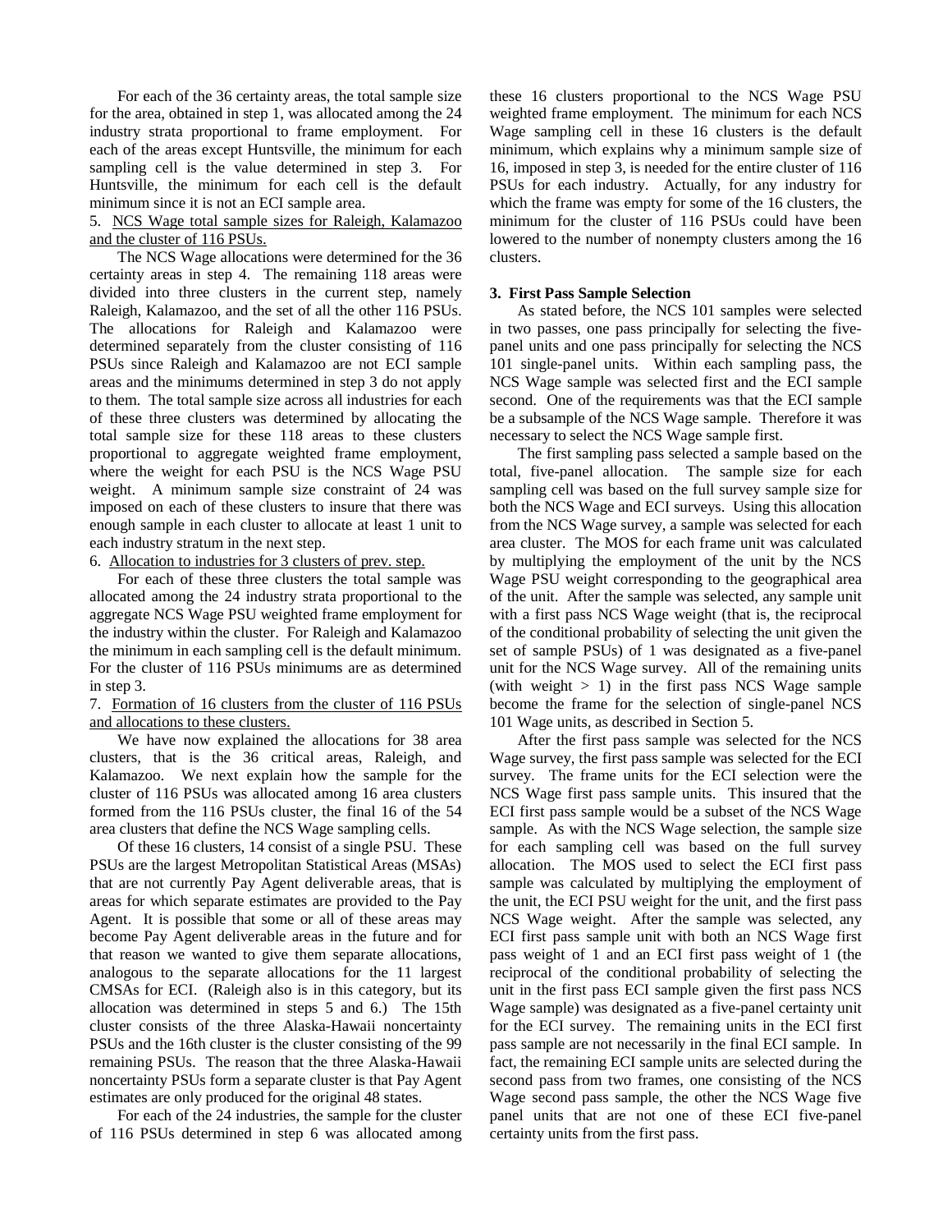For each of the 36 certainty areas, the total sample size for the area, obtained in step 1, was allocated among the 24 industry strata proportional to frame employment. For each of the areas except Huntsville, the minimum for each sampling cell is the value determined in step 3. For Huntsville, the minimum for each cell is the default minimum since it is not an ECI sample area.

5. NCS Wage total sample sizes for Raleigh, Kalamazoo and the cluster of 116 PSUs.

The NCS Wage allocations were determined for the 36 certainty areas in step 4. The remaining 118 areas were divided into three clusters in the current step, namely Raleigh, Kalamazoo, and the set of all the other 116 PSUs. The allocations for Raleigh and Kalamazoo were determined separately from the cluster consisting of 116 PSUs since Raleigh and Kalamazoo are not ECI sample areas and the minimums determined in step 3 do not apply to them. The total sample size across all industries for each of these three clusters was determined by allocating the total sample size for these 118 areas to these clusters proportional to aggregate weighted frame employment, where the weight for each PSU is the NCS Wage PSU weight. A minimum sample size constraint of 24 was imposed on each of these clusters to insure that there was enough sample in each cluster to allocate at least 1 unit to each industry stratum in the next step.

6. Allocation to industries for 3 clusters of prev. step.

For each of these three clusters the total sample was allocated among the 24 industry strata proportional to the aggregate NCS Wage PSU weighted frame employment for the industry within the cluster. For Raleigh and Kalamazoo the minimum in each sampling cell is the default minimum. For the cluster of 116 PSUs minimums are as determined in step 3.

7. Formation of 16 clusters from the cluster of 116 PSUs and allocations to these clusters.

We have now explained the allocations for 38 area clusters, that is the 36 critical areas, Raleigh, and Kalamazoo. We next explain how the sample for the cluster of 116 PSUs was allocated among 16 area clusters formed from the 116 PSUs cluster, the final 16 of the 54 area clusters that define the NCS Wage sampling cells.

Of these 16 clusters, 14 consist of a single PSU. These PSUs are the largest Metropolitan Statistical Areas (MSAs) that are not currently Pay Agent deliverable areas, that is areas for which separate estimates are provided to the Pay Agent. It is possible that some or all of these areas may become Pay Agent deliverable areas in the future and for that reason we wanted to give them separate allocations, analogous to the separate allocations for the 11 largest CMSAs for ECI. (Raleigh also is in this category, but its allocation was determined in steps 5 and 6.) The 15th cluster consists of the three Alaska-Hawaii noncertainty PSUs and the 16th cluster is the cluster consisting of the 99 remaining PSUs. The reason that the three Alaska-Hawaii noncertainty PSUs form a separate cluster is that Pay Agent estimates are only produced for the original 48 states.

For each of the 24 industries, the sample for the cluster of 116 PSUs determined in step 6 was allocated among these 16 clusters proportional to the NCS Wage PSU weighted frame employment. The minimum for each NCS Wage sampling cell in these 16 clusters is the default minimum, which explains why a minimum sample size of 16, imposed in step 3, is needed for the entire cluster of 116 PSUs for each industry. Actually, for any industry for which the frame was empty for some of the 16 clusters, the minimum for the cluster of 116 PSUs could have been lowered to the number of nonempty clusters among the 16 clusters.

## 3. First Pass Sample Selection

As stated before, the NCS 101 samples were selected in two passes, one pass principally for selecting the five-panel units and one pass principally for selecting the NCS 101 single-panel units. Within each sampling pass, the NCS Wage sample was selected first and the ECI sample second. One of the requirements was that the ECI sample be a subsample of the NCS Wage sample. Therefore it was necessary to select the NCS Wage sample first.

The first sampling pass selected a sample based on the total, five-panel allocation. The sample size for each sampling cell was based on the full survey sample size for both the NCS Wage and ECI surveys. Using this allocation from the NCS Wage survey, a sample was selected for each area cluster. The MOS for each frame unit was calculated by multiplying the employment of the unit by the NCS Wage PSU weight corresponding to the geographical area of the unit. After the sample was selected, any sample unit with a first pass NCS Wage weight (that is, the reciprocal of the conditional probability of selecting the unit given the set of sample PSUs) of 1 was designated as a five-panel unit for the NCS Wage survey. All of the remaining units (with weight > 1) in the first pass NCS Wage sample become the frame for the selection of single-panel NCS 101 Wage units, as described in Section 5.

After the first pass sample was selected for the NCS Wage survey, the first pass sample was selected for the ECI survey. The frame units for the ECI selection were the NCS Wage first pass sample units. This insured that the ECI first pass sample would be a subset of the NCS Wage sample. As with the NCS Wage selection, the sample size for each sampling cell was based on the full survey allocation. The MOS used to select the ECI first pass sample was calculated by multiplying the employment of the unit, the ECI PSU weight for the unit, and the first pass NCS Wage weight. After the sample was selected, any ECI first pass sample unit with both an NCS Wage first pass weight of 1 and an ECI first pass weight of 1 (the reciprocal of the conditional probability of selecting the unit in the first pass ECI sample given the first pass NCS Wage sample) was designated as a five-panel certainty unit for the ECI survey. The remaining units in the ECI first pass sample are not necessarily in the final ECI sample. In fact, the remaining ECI sample units are selected during the second pass from two frames, one consisting of the NCS Wage second pass sample, the other the NCS Wage five panel units that are not one of these ECI five-panel certainty units from the first pass.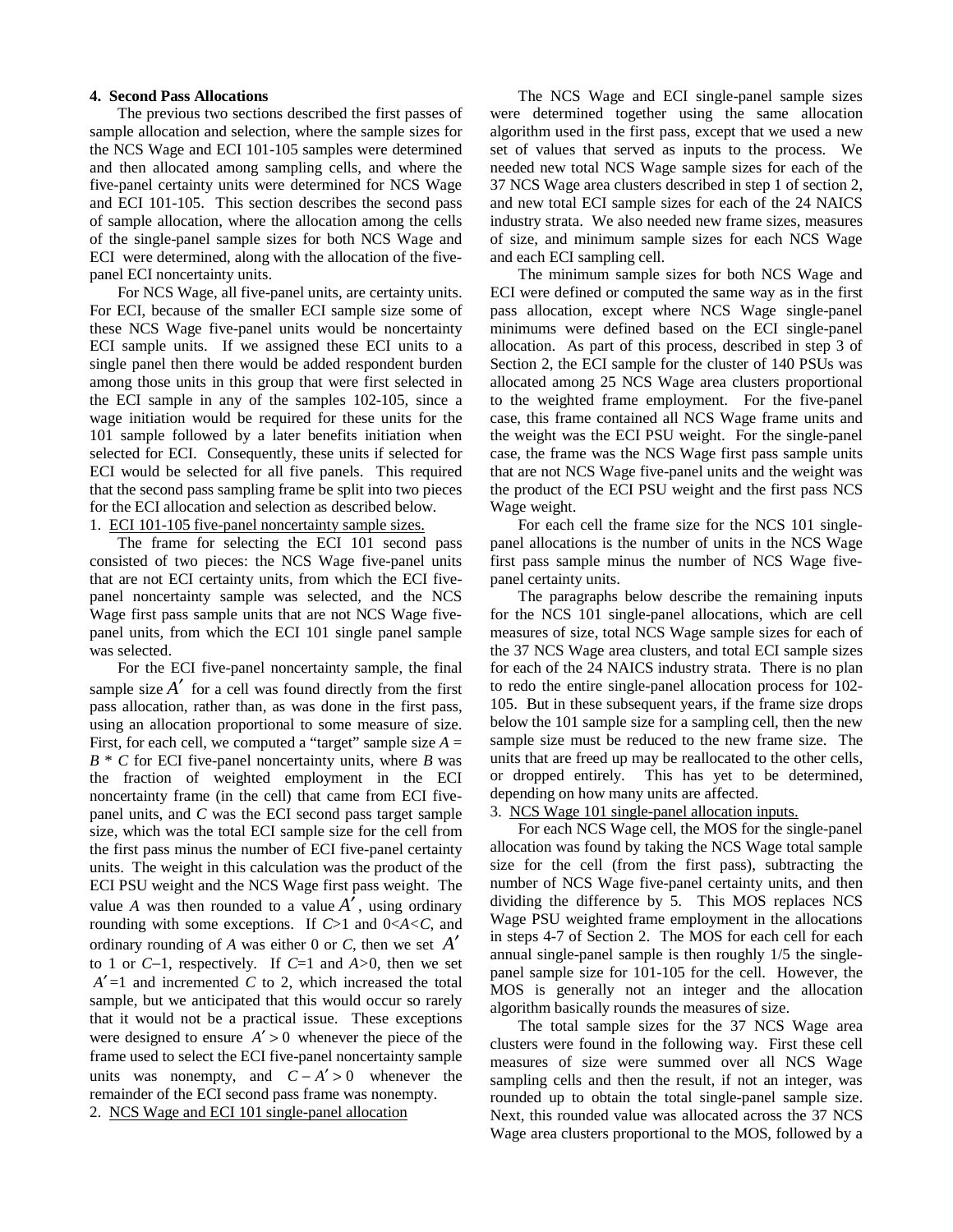## 4. Second Pass Allocations

The previous two sections described the first passes of sample allocation and selection, where the sample sizes for the NCS Wage and ECI 101-105 samples were determined and then allocated among sampling cells, and where the five-panel certainty units were determined for NCS Wage and ECI 101-105. This section describes the second pass of sample allocation, where the allocation among the cells of the single-panel sample sizes for both NCS Wage and ECI were determined, along with the allocation of the five-panel ECI noncertainty units.

For NCS Wage, all five-panel units, are certainty units. For ECI, because of the smaller ECI sample size some of these NCS Wage five-panel units would be noncertainty ECI sample units. If we assigned these ECI units to a single panel then there would be added respondent burden among those units in this group that were first selected in the ECI sample in any of the samples 102-105, since a wage initiation would be required for these units for the 101 sample followed by a later benefits initiation when selected for ECI. Consequently, these units if selected for ECI would be selected for all five panels. This required that the second pass sampling frame be split into two pieces for the ECI allocation and selection as described below.

1. ECI 101-105 five-panel noncertainty sample sizes.

The frame for selecting the ECI 101 second pass consisted of two pieces: the NCS Wage five-panel units that are not ECI certainty units, from which the ECI five-panel noncertainty sample was selected, and the NCS Wage first pass sample units that are not NCS Wage five-panel units, from which the ECI 101 single panel sample was selected.

For the ECI five-panel noncertainty sample, the final sample size $A'$ for a cell was found directly from the first pass allocation, rather than, as was done in the first pass, using an allocation proportional to some measure of size. First, for each cell, we computed a "target" sample size $A = B * C$ for ECI five-panel noncertainty units, where $B$ was the fraction of weighted employment in the ECI noncertainty frame (in the cell) that came from ECI five-panel units, and $C$ was the ECI second pass target sample size, which was the total ECI sample size for the cell from the first pass minus the number of ECI five-panel certainty units. The weight in this calculation was the product of the ECI PSU weight and the NCS Wage first pass weight. The value $A$ was then rounded to a value $A'$, using ordinary rounding with some exceptions. If $C>1$ and $0<A<C$, and ordinary rounding of $A$ was either 0 or $C$, then we set $A'$ to 1 or $C-1$, respectively. If $C=1$ and $A>0$, then we set $A'=1$ and incremented $C$ to 2, which increased the total sample, but we anticipated that this would occur so rarely that it would not be a practical issue. These exceptions were designed to ensure $A' > 0$ whenever the piece of the frame used to select the ECI five-panel noncertainty sample units was nonempty, and $C - A' > 0$ whenever the remainder of the ECI second pass frame was nonempty.

2. NCS Wage and ECI 101 single-panel allocation

The NCS Wage and ECI single-panel sample sizes were determined together using the same allocation algorithm used in the first pass, except that we used a new set of values that served as inputs to the process. We needed new total NCS Wage sample sizes for each of the 37 NCS Wage area clusters described in step 1 of section 2, and new total ECI sample sizes for each of the 24 NAICS industry strata. We also needed new frame sizes, measures of size, and minimum sample sizes for each NCS Wage and each ECI sampling cell.

The minimum sample sizes for both NCS Wage and ECI were defined or computed the same way as in the first pass allocation, except where NCS Wage single-panel minimums were defined based on the ECI single-panel allocation. As part of this process, described in step 3 of Section 2, the ECI sample for the cluster of 140 PSUs was allocated among 25 NCS Wage area clusters proportional to the weighted frame employment. For the five-panel case, this frame contained all NCS Wage frame units and the weight was the ECI PSU weight. For the single-panel case, the frame was the NCS Wage first pass sample units that are not NCS Wage five-panel units and the weight was the product of the ECI PSU weight and the first pass NCS Wage weight.

For each cell the frame size for the NCS 101 single-panel allocations is the number of units in the NCS Wage first pass sample minus the number of NCS Wage five-panel certainty units.

The paragraphs below describe the remaining inputs for the NCS 101 single-panel allocations, which are cell measures of size, total NCS Wage sample sizes for each of the 37 NCS Wage area clusters, and total ECI sample sizes for each of the 24 NAICS industry strata. There is no plan to redo the entire single-panel allocation process for 102-105. But in these subsequent years, if the frame size drops below the 101 sample size for a sampling cell, then the new sample size must be reduced to the new frame size. The units that are freed up may be reallocated to the other cells, or dropped entirely. This has yet to be determined, depending on how many units are affected.

3. NCS Wage 101 single-panel allocation inputs.

For each NCS Wage cell, the MOS for the single-panel allocation was found by taking the NCS Wage total sample size for the cell (from the first pass), subtracting the number of NCS Wage five-panel certainty units, and then dividing the difference by 5. This MOS replaces NCS Wage PSU weighted frame employment in the allocations in steps 4-7 of Section 2. The MOS for each cell for each annual single-panel sample is then roughly 1/5 the single-panel sample size for 101-105 for the cell. However, the MOS is generally not an integer and the allocation algorithm basically rounds the measures of size.

The total sample sizes for the 37 NCS Wage area clusters were found in the following way. First these cell measures of size were summed over all NCS Wage sampling cells and then the result, if not an integer, was rounded up to obtain the total single-panel sample size. Next, this rounded value was allocated across the 37 NCS Wage area clusters proportional to the MOS, followed by a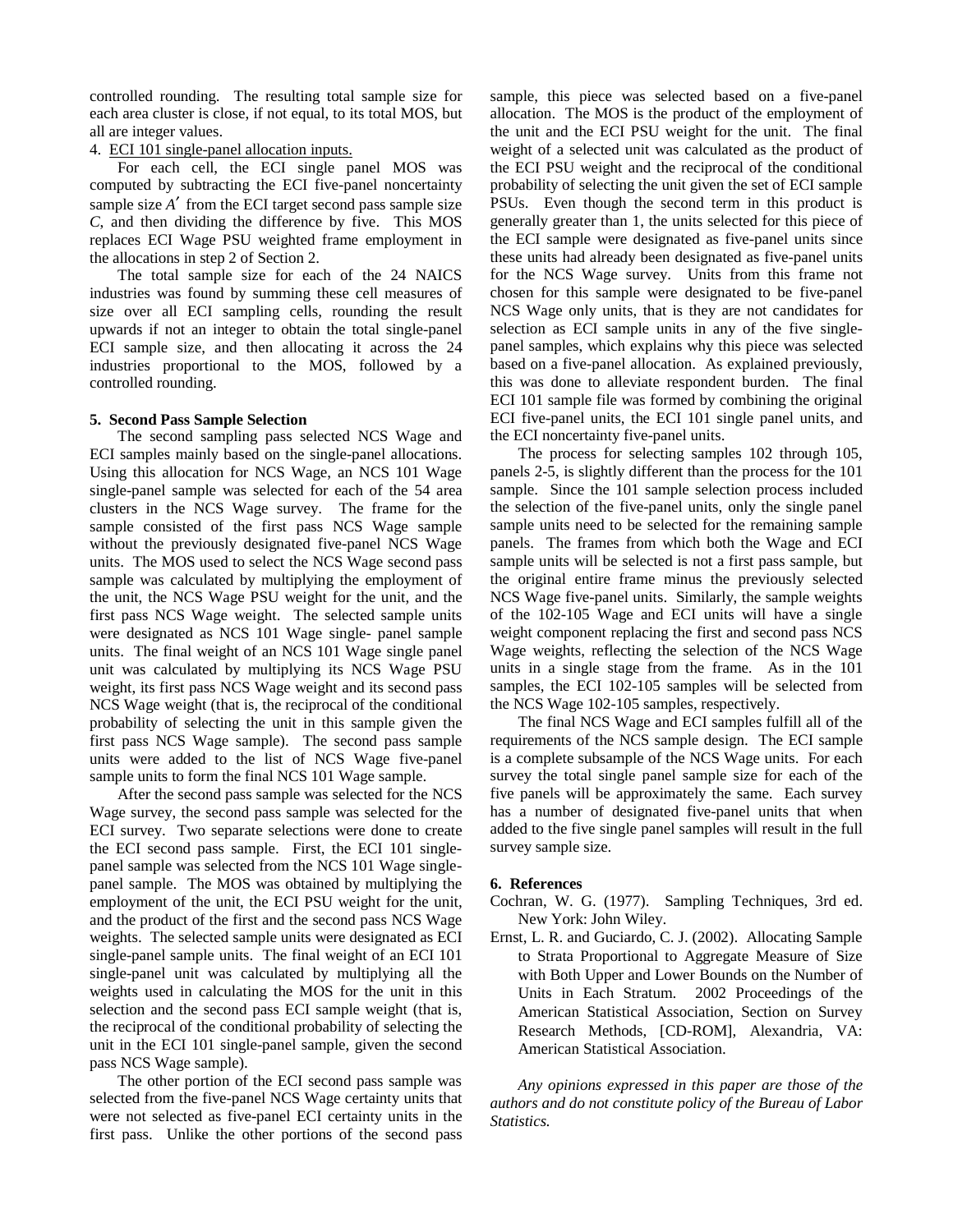controlled rounding. The resulting total sample size for each area cluster is close, if not equal, to its total MOS, but all are integer values.

4. ECI 101 single-panel allocation inputs.

For each cell, the ECI single panel MOS was computed by subtracting the ECI five-panel noncertainty sample size $A'$ from the ECI target second pass sample size $C$, and then dividing the difference by five. This MOS replaces ECI Wage PSU weighted frame employment in the allocations in step 2 of Section 2.

The total sample size for each of the 24 NAICS industries was found by summing these cell measures of size over all ECI sampling cells, rounding the result upwards if not an integer to obtain the total single-panel ECI sample size, and then allocating it across the 24 industries proportional to the MOS, followed by a controlled rounding.

### 5. Second Pass Sample Selection

The second sampling pass selected NCS Wage and ECI samples mainly based on the single-panel allocations. Using this allocation for NCS Wage, an NCS 101 Wage single-panel sample was selected for each of the 54 area clusters in the NCS Wage survey. The frame for the sample consisted of the first pass NCS Wage sample without the previously designated five-panel NCS Wage units. The MOS used to select the NCS Wage second pass sample was calculated by multiplying the employment of the unit, the NCS Wage PSU weight for the unit, and the first pass NCS Wage weight. The selected sample units were designated as NCS 101 Wage single- panel sample units. The final weight of an NCS 101 Wage single panel unit was calculated by multiplying its NCS Wage PSU weight, its first pass NCS Wage weight and its second pass NCS Wage weight (that is, the reciprocal of the conditional probability of selecting the unit in this sample given the first pass NCS Wage sample). The second pass sample units were added to the list of NCS Wage five-panel sample units to form the final NCS 101 Wage sample.

After the second pass sample was selected for the NCS Wage survey, the second pass sample was selected for the ECI survey. Two separate selections were done to create the ECI second pass sample. First, the ECI 101 single-panel sample was selected from the NCS 101 Wage single-panel sample. The MOS was obtained by multiplying the employment of the unit, the ECI PSU weight for the unit, and the product of the first and the second pass NCS Wage weights. The selected sample units were designated as ECI single-panel sample units. The final weight of an ECI 101 single-panel unit was calculated by multiplying all the weights used in calculating the MOS for the unit in this selection and the second pass ECI sample weight (that is, the reciprocal of the conditional probability of selecting the unit in the ECI 101 single-panel sample, given the second pass NCS Wage sample).

The other portion of the ECI second pass sample was selected from the five-panel NCS Wage certainty units that were not selected as five-panel ECI certainty units in the first pass. Unlike the other portions of the second pass sample, this piece was selected based on a five-panel allocation. The MOS is the product of the employment of the unit and the ECI PSU weight for the unit. The final weight of a selected unit was calculated as the product of the ECI PSU weight and the reciprocal of the conditional probability of selecting the unit given the set of ECI sample PSUs. Even though the second term in this product is generally greater than 1, the units selected for this piece of the ECI sample were designated as five-panel units since these units had already been designated as five-panel units for the NCS Wage survey. Units from this frame not chosen for this sample were designated to be five-panel NCS Wage only units, that is they are not candidates for selection as ECI sample units in any of the five single-panel samples, which explains why this piece was selected based on a five-panel allocation. As explained previously, this was done to alleviate respondent burden. The final ECI 101 sample file was formed by combining the original ECI five-panel units, the ECI 101 single panel units, and the ECI noncertainty five-panel units.

The process for selecting samples 102 through 105, panels 2-5, is slightly different than the process for the 101 sample. Since the 101 sample selection process included the selection of the five-panel units, only the single panel sample units need to be selected for the remaining sample panels. The frames from which both the Wage and ECI sample units will be selected is not a first pass sample, but the original entire frame minus the previously selected NCS Wage five-panel units. Similarly, the sample weights of the 102-105 Wage and ECI units will have a single weight component replacing the first and second pass NCS Wage weights, reflecting the selection of the NCS Wage units in a single stage from the frame. As in the 101 samples, the ECI 102-105 samples will be selected from the NCS Wage 102-105 samples, respectively.

The final NCS Wage and ECI samples fulfill all of the requirements of the NCS sample design. The ECI sample is a complete subsample of the NCS Wage units. For each survey the total single panel sample size for each of the five panels will be approximately the same. Each survey has a number of designated five-panel units that when added to the five single panel samples will result in the full survey sample size.

### 6. References

Cochran, W. G. (1977). Sampling Techniques, 3rd ed. New York: John Wiley.

Ernst, L. R. and Guciardo, C. J. (2002). Allocating Sample to Strata Proportional to Aggregate Measure of Size with Both Upper and Lower Bounds on the Number of Units in Each Stratum. 2002 Proceedings of the American Statistical Association, Section on Survey Research Methods, [CD-ROM], Alexandria, VA: American Statistical Association.

*Any opinions expressed in this paper are those of the authors and do not constitute policy of the Bureau of Labor Statistics.*